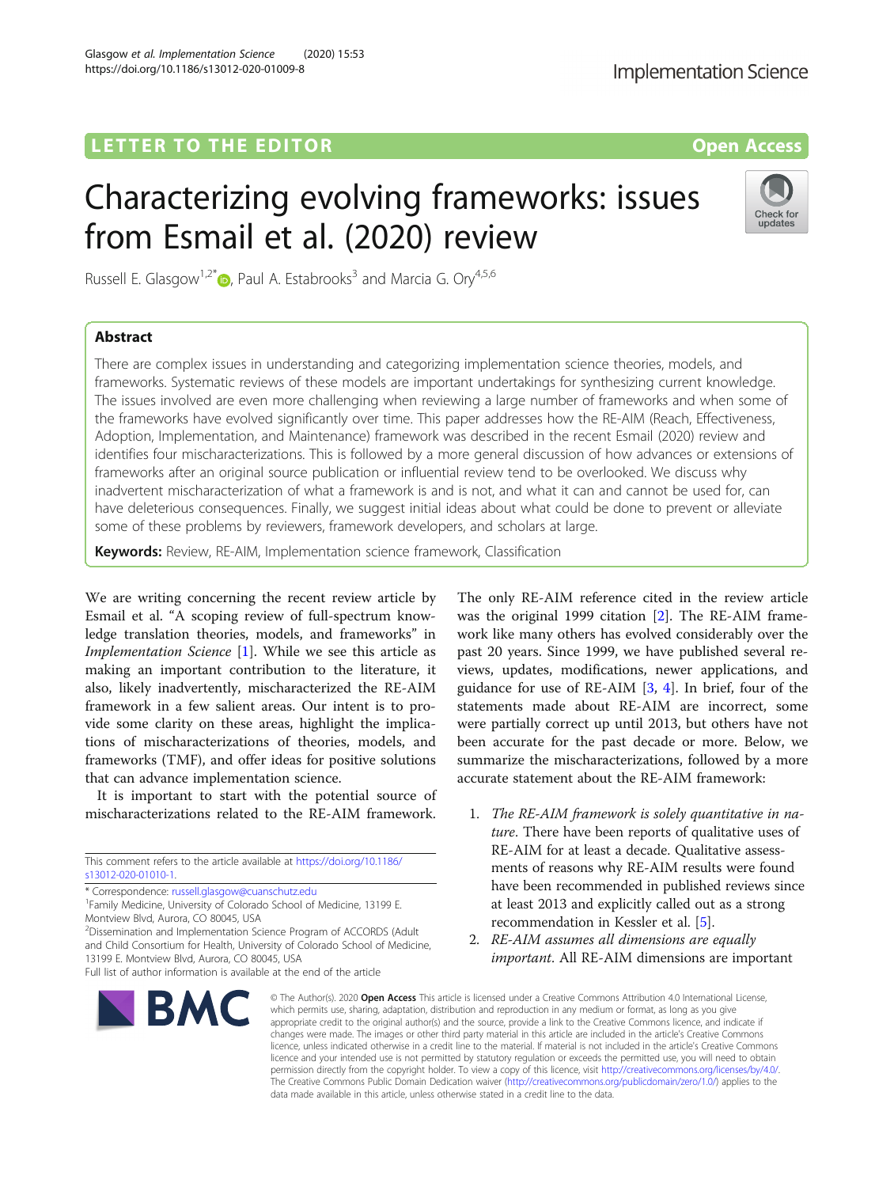LETTER TO THE EDITOR

Open Access

# Characterizing evolving frameworks: issues from Esmail et al. (2020) review

Russell E. Glasgow[1,2*], Paul A. Estabrooks[3] and Marcia G. Ory[4,5,6]

## Abstract

There are complex issues in understanding and categorizing implementation science theories, models, and frameworks. Systematic reviews of these models are important undertakings for synthesizing current knowledge. The issues involved are even more challenging when reviewing a large number of frameworks and when some of the frameworks have evolved significantly over time. This paper addresses how the RE-AIM (Reach, Effectiveness, Adoption, Implementation, and Maintenance) framework was described in the recent Esmail (2020) review and identifies four mischaracterizations. This is followed by a more general discussion of how advances or extensions of frameworks after an original source publication or influential review tend to be overlooked. We discuss why inadvertent mischaracterization of what a framework is and is not, and what it can and cannot be used for, can have deleterious consequences. Finally, we suggest initial ideas about what could be done to prevent or alleviate some of these problems by reviewers, framework developers, and scholars at large.

**Keywords:** Review, RE-AIM, Implementation science framework, Classification

We are writing concerning the recent review article by Esmail et al. "A scoping review of full-spectrum knowledge translation theories, models, and frameworks" in *Implementation Science* [1]. While we see this article as making an important contribution to the literature, it also, likely inadvertently, mischaracterized the RE-AIM framework in a few salient areas. Our intent is to provide some clarity on these areas, highlight the implications of mischaracterizations of theories, models, and frameworks (TMF), and offer ideas for positive solutions that can advance implementation science.

It is important to start with the potential source of mischaracterizations related to the RE-AIM framework. The only RE-AIM reference cited in the review article was the original 1999 citation [2]. The RE-AIM framework like many others has evolved considerably over the past 20 years. Since 1999, we have published several reviews, updates, modifications, newer applications, and guidance for use of RE-AIM [3, 4]. In brief, four of the statements made about RE-AIM are incorrect, some were partially correct up until 2013, but others have not been accurate for the past decade or more. Below, we summarize the mischaracterizations, followed by a more accurate statement about the RE-AIM framework:

1. *The RE-AIM framework is solely quantitative in nature*. There have been reports of qualitative uses of RE-AIM for at least a decade. Qualitative assessments of reasons why RE-AIM results were found have been recommended in published reviews since at least 2013 and explicitly called out as a strong recommendation in Kessler et al. [5].
2. *RE-AIM assumes all dimensions are equally important*. All RE-AIM dimensions are important

This comment refers to the article available at https://doi.org/10.1186/s13012-020-01010-1.

\* Correspondence: russell.glasgow@cuanschutz.edu
[1]Family Medicine, University of Colorado School of Medicine, 13199 E. Montview Blvd, Aurora, CO 80045, USA
[2]Dissemination and Implementation Science Program of ACCORDS (Adult and Child Consortium for Health, University of Colorado School of Medicine, 13199 E. Montview Blvd, Aurora, CO 80045, USA
Full list of author information is available at the end of the article

© The Author(s). 2020 **Open Access** This article is licensed under a Creative Commons Attribution 4.0 International License, which permits use, sharing, adaptation, distribution and reproduction in any medium or format, as long as you give appropriate credit to the original author(s) and the source, provide a link to the Creative Commons licence, and indicate if changes were made. The images or other third party material in this article are included in the article's Creative Commons licence, unless indicated otherwise in a credit line to the material. If material is not included in the article's Creative Commons licence and your intended use is not permitted by statutory regulation or exceeds the permitted use, you will need to obtain permission directly from the copyright holder. To view a copy of this licence, visit http://creativecommons.org/licenses/by/4.0/. The Creative Commons Public Domain Dedication waiver (http://creativecommons.org/publicdomain/zero/1.0/) applies to the data made available in this article, unless otherwise stated in a credit line to the data.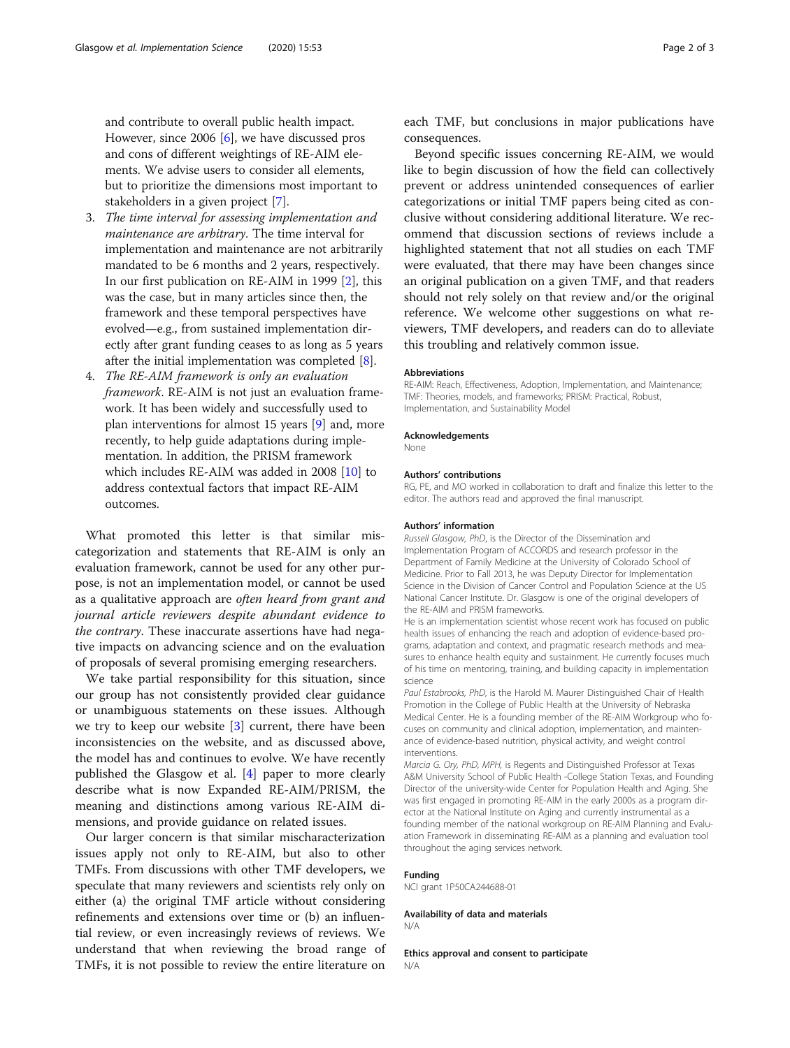and contribute to overall public health impact. However, since 2006 [6], we have discussed pros and cons of different weightings of RE-AIM elements. We advise users to consider all elements, but to prioritize the dimensions most important to stakeholders in a given project [7].

3. *The time interval for assessing implementation and maintenance are arbitrary*. The time interval for implementation and maintenance are not arbitrarily mandated to be 6 months and 2 years, respectively. In our first publication on RE-AIM in 1999 [2], this was the case, but in many articles since then, the framework and these temporal perspectives have evolved—e.g., from sustained implementation directly after grant funding ceases to as long as 5 years after the initial implementation was completed [8].
4. *The RE-AIM framework is only an evaluation framework*. RE-AIM is not just an evaluation framework. It has been widely and successfully used to plan interventions for almost 15 years [9] and, more recently, to help guide adaptations during implementation. In addition, the PRISM framework which includes RE-AIM was added in 2008 [10] to address contextual factors that impact RE-AIM outcomes.

What promoted this letter is that similar miscategorization and statements that RE-AIM is only an evaluation framework, cannot be used for any other purpose, is not an implementation model, or cannot be used as a qualitative approach are *often heard from grant and journal article reviewers despite abundant evidence to the contrary*. These inaccurate assertions have had negative impacts on advancing science and on the evaluation of proposals of several promising emerging researchers.

We take partial responsibility for this situation, since our group has not consistently provided clear guidance or unambiguous statements on these issues. Although we try to keep our website [3] current, there have been inconsistencies on the website, and as discussed above, the model has and continues to evolve. We have recently published the Glasgow et al. [4] paper to more clearly describe what is now Expanded RE-AIM/PRISM, the meaning and distinctions among various RE-AIM dimensions, and provide guidance on related issues.

Our larger concern is that similar mischaracterization issues apply not only to RE-AIM, but also to other TMFs. From discussions with other TMF developers, we speculate that many reviewers and scientists rely only on either (a) the original TMF article without considering refinements and extensions over time or (b) an influential review, or even increasingly reviews of reviews. We understand that when reviewing the broad range of TMFs, it is not possible to review the entire literature on each TMF, but conclusions in major publications have consequences.

Beyond specific issues concerning RE-AIM, we would like to begin discussion of how the field can collectively prevent or address unintended consequences of earlier categorizations or initial TMF papers being cited as conclusive without considering additional literature. We recommend that discussion sections of reviews include a highlighted statement that not all studies on each TMF were evaluated, that there may have been changes since an original publication on a given TMF, and that readers should not rely solely on that review and/or the original reference. We welcome other suggestions on what reviewers, TMF developers, and readers can do to alleviate this troubling and relatively common issue.

#### Abbreviations

RE-AIM: Reach, Effectiveness, Adoption, Implementation, and Maintenance; TMF: Theories, models, and frameworks; PRISM: Practical, Robust, Implementation, and Sustainability Model

#### Acknowledgements

None

#### Authors' contributions

RG, PE, and MO worked in collaboration to draft and finalize this letter to the editor. The authors read and approved the final manuscript.

#### Authors' information

*Russell Glasgow, PhD*, is the Director of the Dissemination and Implementation Program of ACCORDS and research professor in the Department of Family Medicine at the University of Colorado School of Medicine. Prior to Fall 2013, he was Deputy Director for Implementation Science in the Division of Cancer Control and Population Science at the US National Cancer Institute. Dr. Glasgow is one of the original developers of the RE-AIM and PRISM frameworks.

He is an implementation scientist whose recent work has focused on public health issues of enhancing the reach and adoption of evidence-based programs, adaptation and context, and pragmatic research methods and measures to enhance health equity and sustainment. He currently focuses much of his time on mentoring, training, and building capacity in implementation science

*Paul Estabrooks, PhD*, is the Harold M. Maurer Distinguished Chair of Health Promotion in the College of Public Health at the University of Nebraska Medical Center. He is a founding member of the RE-AIM Workgroup who focuses on community and clinical adoption, implementation, and maintenance of evidence-based nutrition, physical activity, and weight control interventions.

*Marcia G. Ory, PhD, MPH*, is Regents and Distinguished Professor at Texas A&M University School of Public Health -College Station Texas, and Founding Director of the university-wide Center for Population Health and Aging. She was first engaged in promoting RE-AIM in the early 2000s as a program director at the National Institute on Aging and currently instrumental as a founding member of the national workgroup on RE-AIM Planning and Evaluation Framework in disseminating RE-AIM as a planning and evaluation tool throughout the aging services network.

#### Funding

NCI grant 1P50CA244688-01

#### Availability of data and materials

N/A

#### Ethics approval and consent to participate

N/A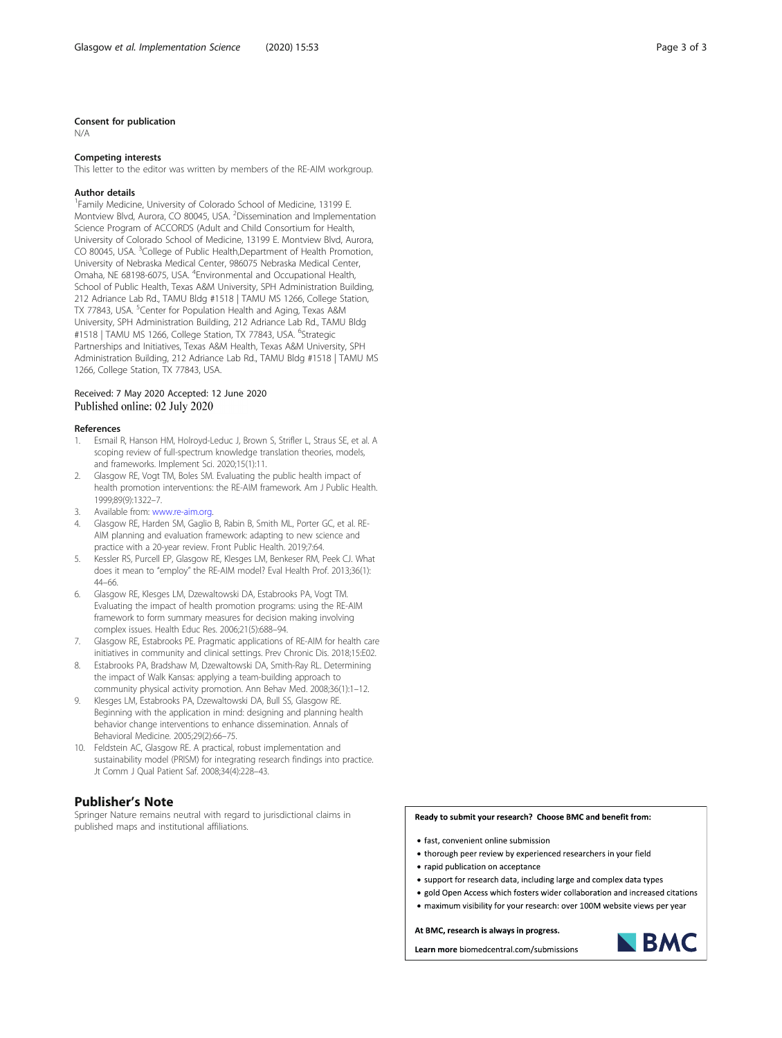#### Consent for publication

N/A

#### Competing interests

This letter to the editor was written by members of the RE-AIM workgroup.

#### Author details

[1]Family Medicine, University of Colorado School of Medicine, 13199 E. Montview Blvd, Aurora, CO 80045, USA. [2]Dissemination and Implementation Science Program of ACCORDS (Adult and Child Consortium for Health, University of Colorado School of Medicine, 13199 E. Montview Blvd, Aurora, CO 80045, USA. [3]College of Public Health,Department of Health Promotion, University of Nebraska Medical Center, 986075 Nebraska Medical Center, Omaha, NE 68198-6075, USA. [4]Environmental and Occupational Health, School of Public Health, Texas A&M University, SPH Administration Building, 212 Adriance Lab Rd., TAMU Bldg #1518 | TAMU MS 1266, College Station, TX 77843, USA. [5]Center for Population Health and Aging, Texas A&M University, SPH Administration Building, 212 Adriance Lab Rd., TAMU Bldg #1518 | TAMU MS 1266, College Station, TX 77843, USA. [6]Strategic Partnerships and Initiatives, Texas A&M Health, Texas A&M University, SPH Administration Building, 212 Adriance Lab Rd., TAMU Bldg #1518 | TAMU MS 1266, College Station, TX 77843, USA.

Received: 7 May 2020 Accepted: 12 June 2020
Published online: 02 July 2020

#### References

1. Esmail R, Hanson HM, Holroyd-Leduc J, Brown S, Strifler L, Straus SE, et al. A scoping review of full-spectrum knowledge translation theories, models, and frameworks. Implement Sci. 2020;15(1):11.
2. Glasgow RE, Vogt TM, Boles SM. Evaluating the public health impact of health promotion interventions: the RE-AIM framework. Am J Public Health. 1999;89(9):1322–7.
3. Available from: www.re-aim.org.
4. Glasgow RE, Harden SM, Gaglio B, Rabin B, Smith ML, Porter GC, et al. RE-AIM planning and evaluation framework: adapting to new science and practice with a 20-year review. Front Public Health. 2019;7:64.
5. Kessler RS, Purcell EP, Glasgow RE, Klesges LM, Benkeser RM, Peek CJ. What does it mean to "employ" the RE-AIM model? Eval Health Prof. 2013;36(1): 44–66.
6. Glasgow RE, Klesges LM, Dzewaltowski DA, Estabrooks PA, Vogt TM. Evaluating the impact of health promotion programs: using the RE-AIM framework to form summary measures for decision making involving complex issues. Health Educ Res. 2006;21(5):688–94.
7. Glasgow RE, Estabrooks PE. Pragmatic applications of RE-AIM for health care initiatives in community and clinical settings. Prev Chronic Dis. 2018;15:E02.
8. Estabrooks PA, Bradshaw M, Dzewaltowski DA, Smith-Ray RL. Determining the impact of Walk Kansas: applying a team-building approach to community physical activity promotion. Ann Behav Med. 2008;36(1):1–12.
9. Klesges LM, Estabrooks PA, Dzewaltowski DA, Bull SS, Glasgow RE. Beginning with the application in mind: designing and planning health behavior change interventions to enhance dissemination. Annals of Behavioral Medicine. 2005;29(2):66–75.
10. Feldstein AC, Glasgow RE. A practical, robust implementation and sustainability model (PRISM) for integrating research findings into practice. Jt Comm J Qual Patient Saf. 2008;34(4):228–43.

## Publisher's Note

Springer Nature remains neutral with regard to jurisdictional claims in published maps and institutional affiliations.

**Ready to submit your research? Choose BMC and benefit from:**

- fast, convenient online submission
- thorough peer review by experienced researchers in your field
- rapid publication on acceptance
- support for research data, including large and complex data types
- gold Open Access which fosters wider collaboration and increased citations
- maximum visibility for your research: over 100M website views per year

**At BMC, research is always in progress.**

**Learn more** biomedcentral.com/submissions

BMC